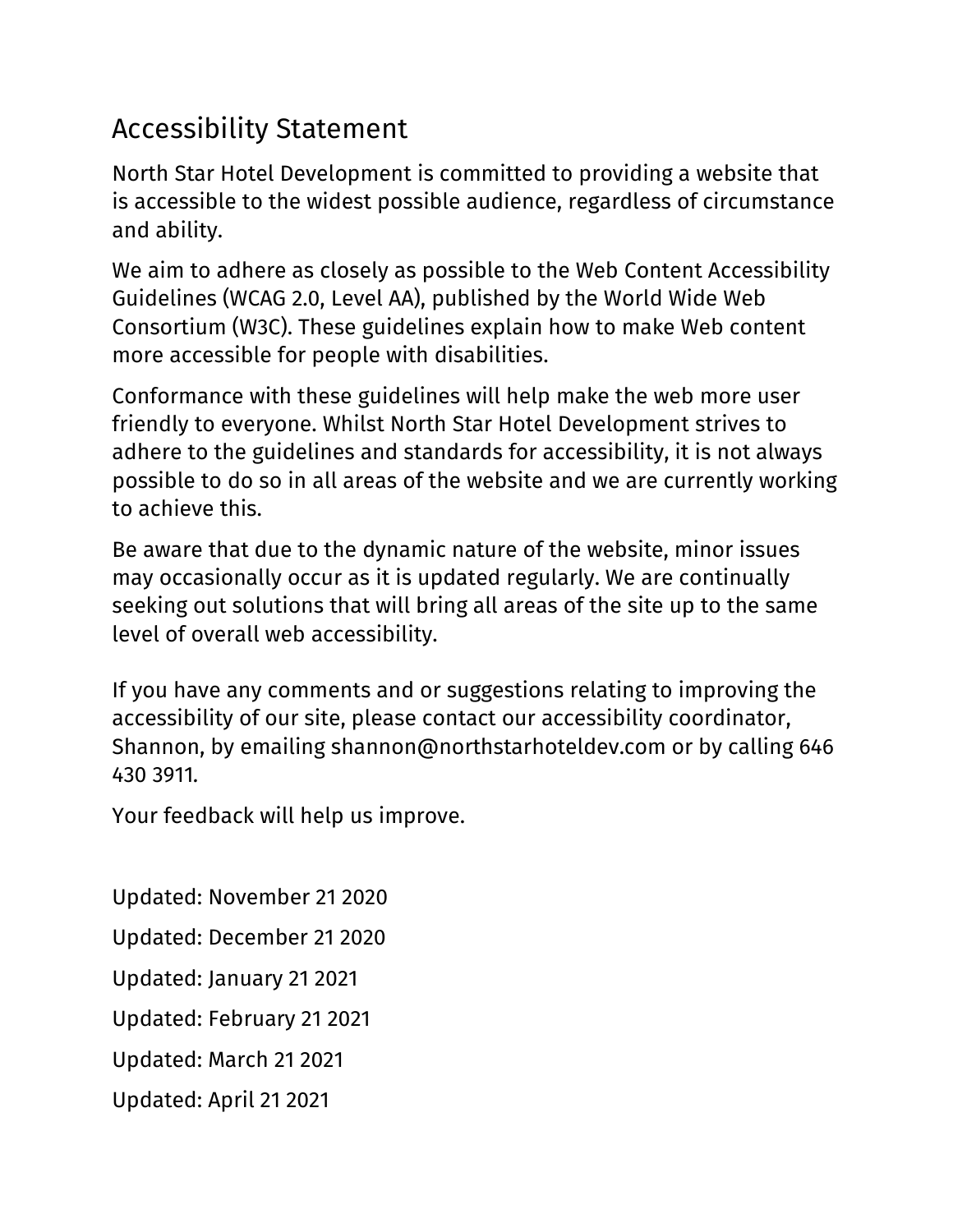# Accessibility Statement

North Star Hotel Development is committed to providing a website that is accessible to the widest possible audience, regardless of circumstance and ability.

We aim to adhere as closely as possible to the Web Content Accessibility Guidelines (WCAG 2.0, Level AA), published by the World Wide Web Consortium (W3C). These guidelines explain how to make Web content more accessible for people with disabilities.

Conformance with these guidelines will help make the web more user friendly to everyone. Whilst North Star Hotel Development strives to adhere to the guidelines and standards for accessibility, it is not always possible to do so in all areas of the website and we are currently working to achieve this.

Be aware that due to the dynamic nature of the website, minor issues may occasionally occur as it is updated regularly. We are continually seeking out solutions that will bring all areas of the site up to the same level of overall web accessibility.

If you have any comments and or suggestions relating to improving the accessibility of our site, please contact our accessibility coordinator, Shannon, by emailing shannon@northstarhoteldev.com or by calling 646 430 3911.

Your feedback will help us improve.

Updated: November 21 2020

Updated: December 21 2020

Updated: January 21 2021

Updated: February 21 2021

Updated: March 21 2021

Updated: April 21 2021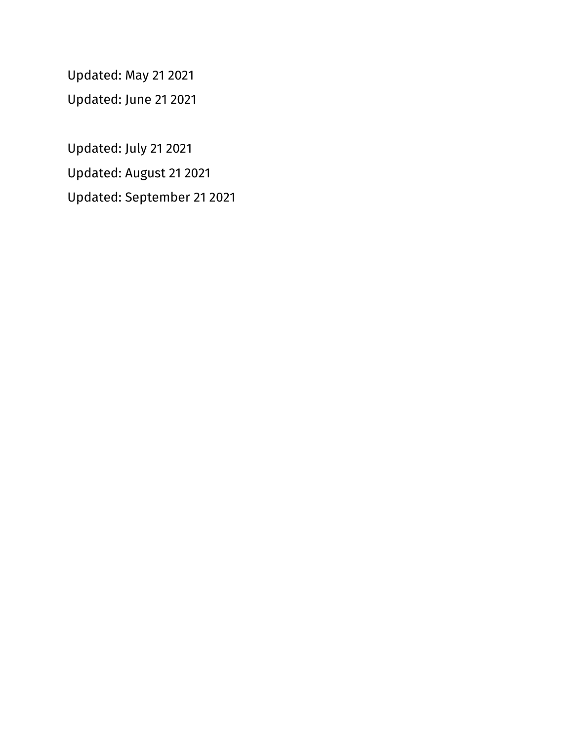Updated: May 21 2021

Updated: June 21 2021

Updated: July 21 2021

Updated: August 21 2021

Updated: September 21 2021